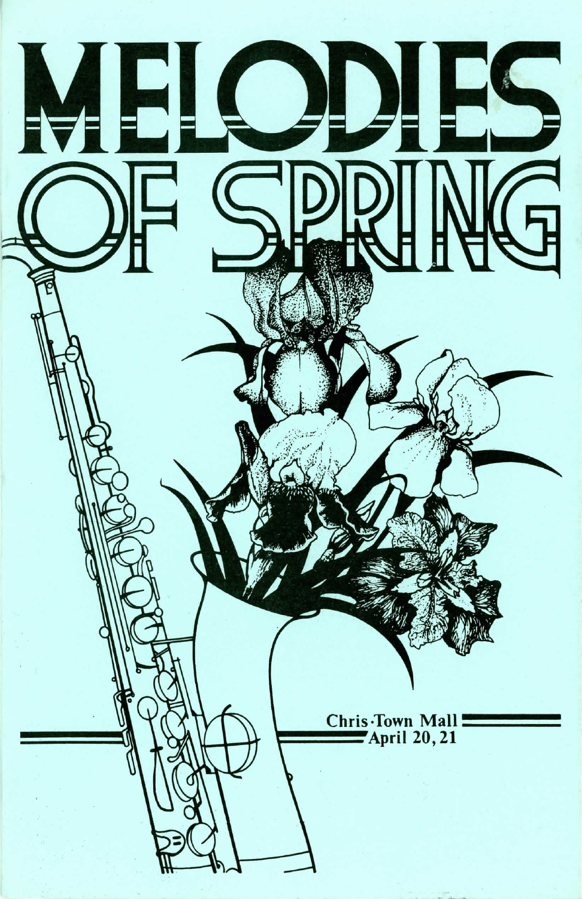# MELODIES OF SPRING

Chris·Town Mall
April 20, 21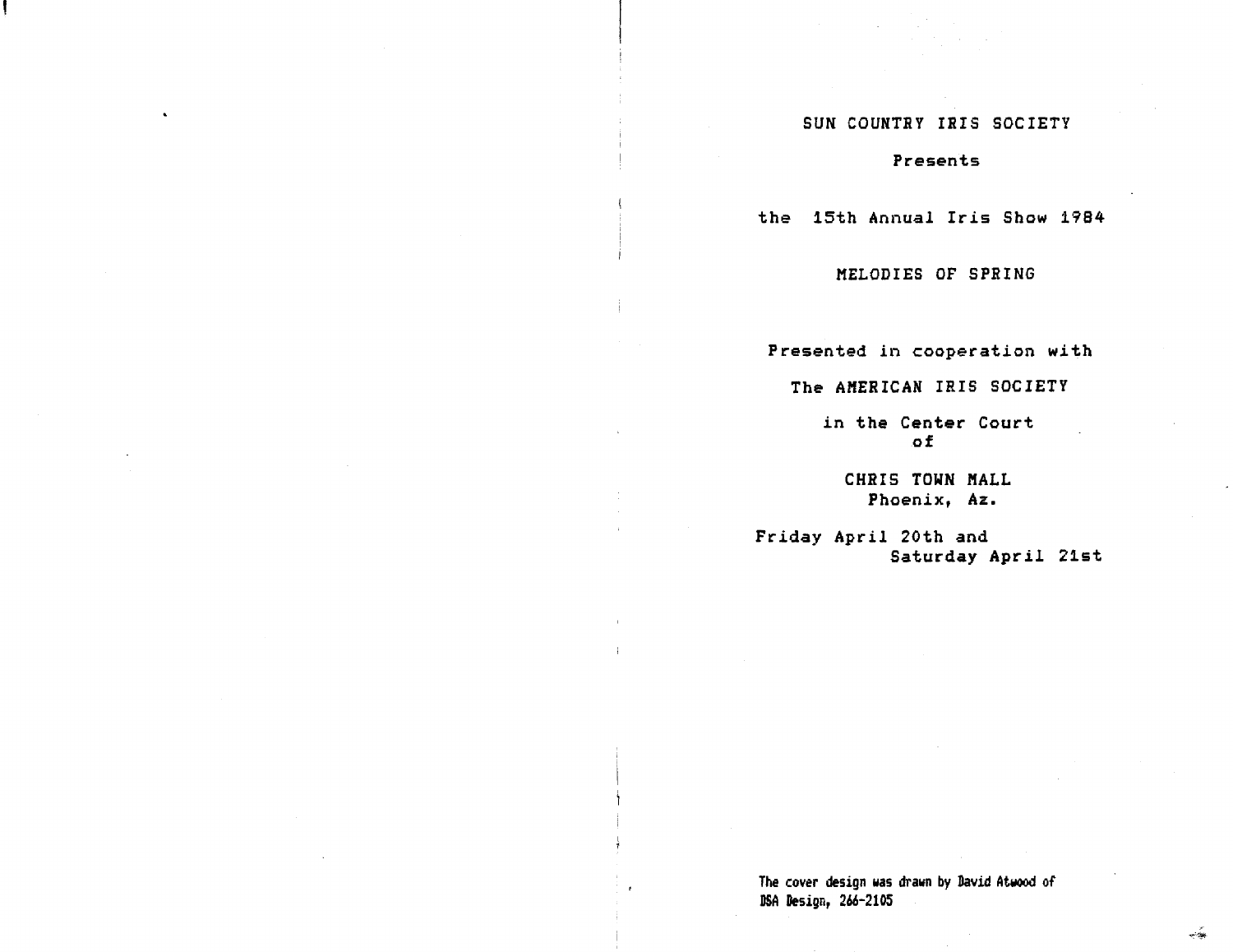SUN COUNTRY IRIS SOCIETY

Presents

the 15th Annual Iris Show 1984

# MELODIES OF SPRING

Presented in cooperation with

The AMERICAN IRIS SOCIETY

in the Center Court
of

CHRIS TOWN MALL
Phoenix, Az.

Friday April 20th and
Saturday April 21st

The cover design was drawn by David Atwood of
DSA Design, 266-2105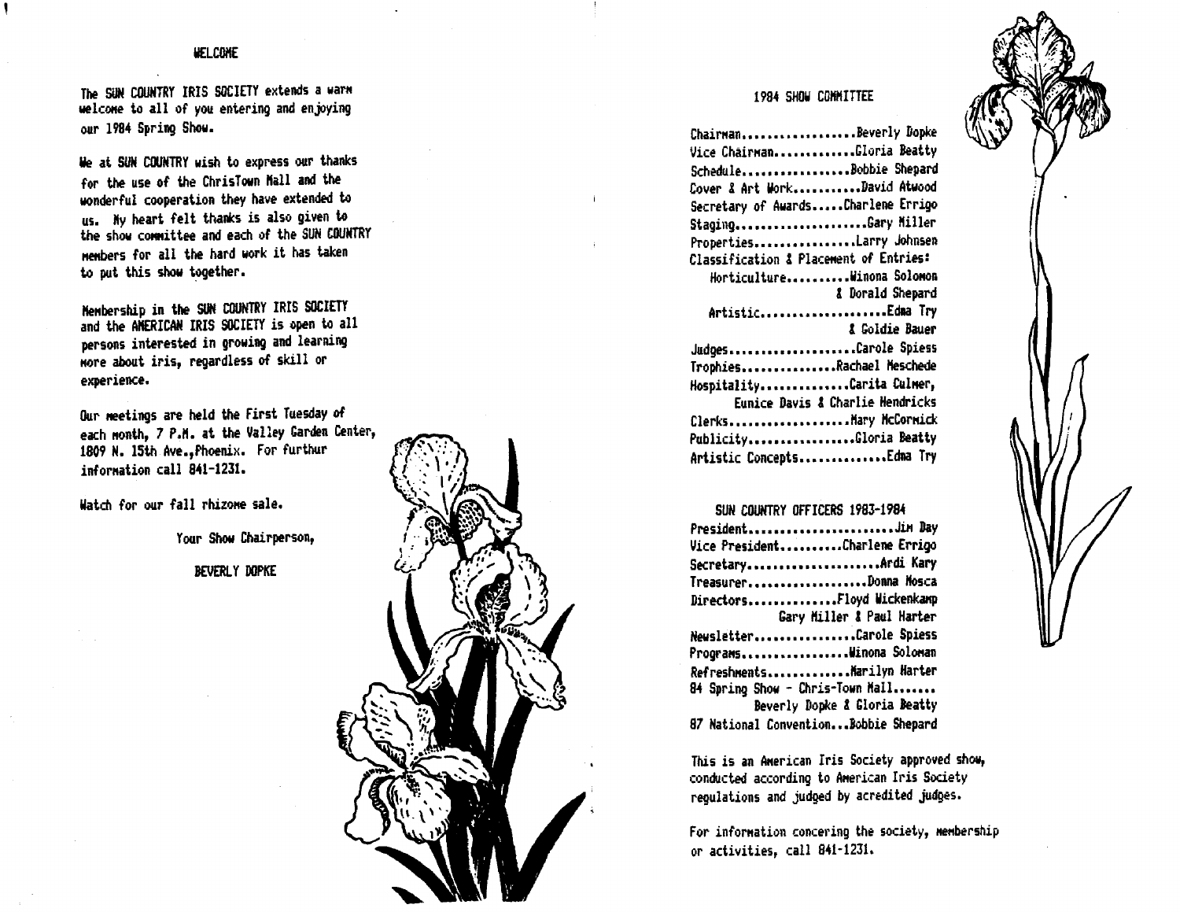## WELCOME

The SUN COUNTRY IRIS SOCIETY extends a warm welcome to all of you entering and enjoying our 1984 Spring Show.

We at SUN COUNTRY wish to express our thanks for the use of the ChrisTown Mall and the wonderful cooperation they have extended to us. My heart felt thanks is also given to the show committee and each of the SUN COUNTRY members for all the hard work it has taken to put this show together.

Membership in the SUN COUNTRY IRIS SOCIETY and the AMERICAN IRIS SOCIETY is open to all persons interested in growing and learning more about iris, regardless of skill or experience.

Our meetings are held the First Tuesday of each month, 7 P.M. at the Valley Garden Center, 1809 N. 15th Ave.,Phoenix. For furthur information call 841-1231.

Watch for our fall rhizome sale.

Your Show Chairperson,

BEVERLY DOPKE

## 1984 SHOW COMMITTEE

Chairman..................Beverly Dopke
Vice Chairman.............Gloria Beatty
Schedule.................Bobbie Shepard
Cover & Art Work...........David Atwood
Secretary of Awards.....Charlene Errigo
Staging.....................Gary Miller
Properties................Larry Johnsen
Classification & Placement of Entries:
Horticulture..........Winona Solomon & Dorald Shepard
Artistic....................Edna Try & Goldie Bauer
Judges....................Carole Spiess
Trophies...............Rachael Meschede
Hospitality..............Carita Culmer, Eunice Davis & Charlie Hendricks
Clerks...................Mary McCormick
Publicity.................Gloria Beatty
Artistic Concepts.............Edna Try

## SUN COUNTRY OFFICERS 1983-1984

President........................Jim Day
Vice President..........Charlene Errigo
Secretary.....................Ardi Kary
Treasurer...................Donna Mosca
Directors..............Floyd Wickenkamp
Gary Miller & Paul Harter
Newsletter................Carole Spiess
Programs.................Winona Soloman
Refreshments.............Marilyn Harter
84 Spring Show - Chris-Town Mall.......
Beverly Dopke & Gloria Beatty
87 National Convention...Bobbie Shepard

This is an American Iris Society approved show, conducted according to American Iris Society regulations and judged by acredited judges.

For information concering the society, membership or activities, call 841-1231.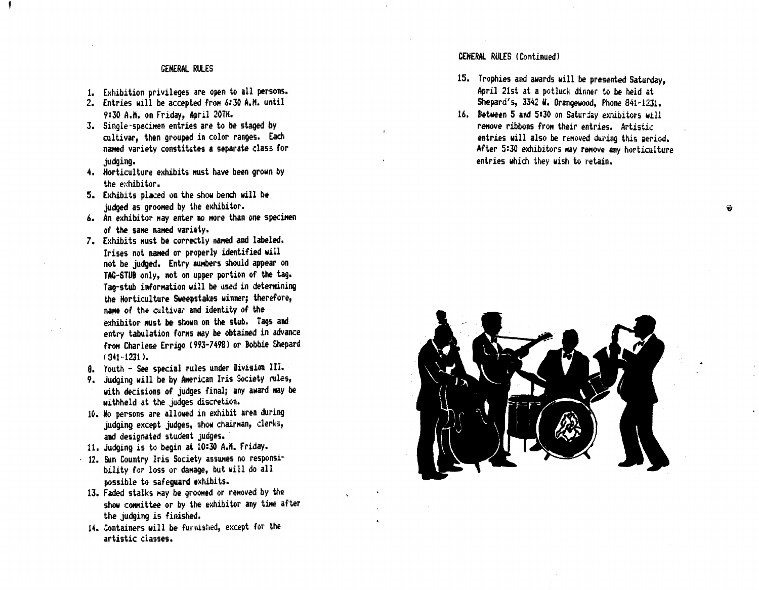## GENERAL RULES

1. Exhibition privileges are open to all persons.
2. Entries will be accepted from 6:30 A.M. until 9:30 A.M. on Friday, April 20TH.
3. Single-specimen entries are to be staged by cultivar, then grouped in color ranges. Each named variety constitutes a separate class for judging.
4. Horticulture exhibits must have been grown by the exhibitor.
5. Exhibits placed on the show bench will be judged as groomed by the exhibitor.
6. An exhibitor may enter no more than one specimen of the same named variety.
7. Exhibits must be correctly named and labeled. Irises not named or properly identified will not be judged. Entry numbers should appear on TAG-STUB only, not on upper portion of the tag. Tag-stub information will be used in determining the Horticulture Sweepstakes winner; therefore, name of the cultivar and identity of the exhibitor must be shown on the stub. Tags and entry tabulation forms may be obtained in advance from Charlene Errigo (993-7498) or Bobbie Shepard (841-1231).
8. Youth - See special rules under Division III.
9. Judging will be by American Iris Society rules, with decisions of judges final; any award may be withheld at the judges discretion.
10. No persons are allowed in exhibit area during judging except judges, show chairman, clerks, and designated student judges.
11. Judging is to begin at 10:30 A.M. Friday.
12. Sun Country Iris Society assumes no responsibility for loss or damage, but will do all possible to safeguard exhibits.
13. Faded stalks may be groomed or removed by the show committee or by the exhibitor any time after the judging is finished.
14. Containers will be furnished, except for the artistic classes.

## GENERAL RULES (Continued)

15. Trophies and awards will be presented Saturday, April 21st at a potluck dinner to be held at Shepard's, 3342 W. Orangewood, Phone 841-1231.
16. Between 5 and 5:30 on Saturday exhibitors will remove ribbons from their entries. Artistic entries will also be removed during this period. After 5:30 exhibitors may remove any horticulture entries which they wish to retain.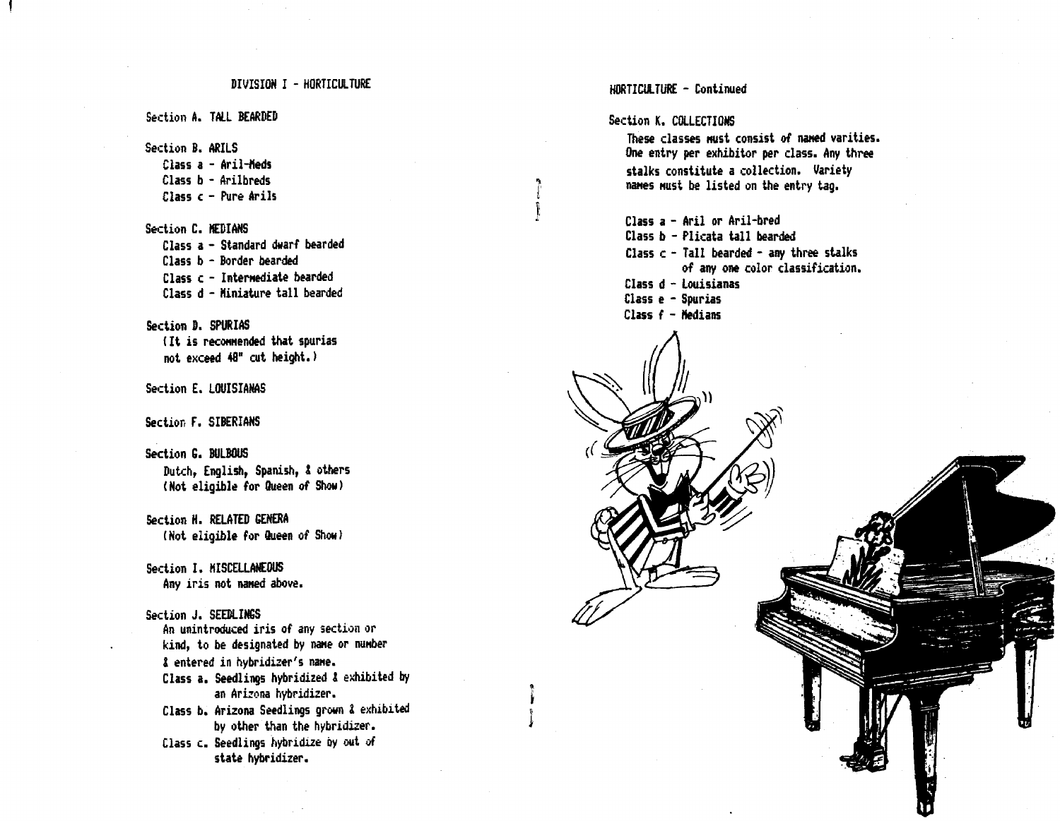# DIVISION I - HORTICULTURE

**Section A. TALL BEARDED**

**Section B. ARILS**

- Class a - Aril-Meds
- Class b - Arilbreds
- Class c - Pure Arils

**Section C. MEDIANS**

- Class a - Standard dwarf bearded
- Class b - Border bearded
- Class c - Intermediate bearded
- Class d - Miniature tall bearded

**Section D. SPURIAS**

(It is recommended that spurias not exceed 48" cut height.)

**Section E. LOUISIANAS**

**Section F. SIBERIANS**

**Section G. BULBOUS**

Dutch, English, Spanish, & others
(Not eligible for Queen of Show)

**Section H. RELATED GENERA**

(Not eligible for Queen of Show)

**Section I. MISCELLANEOUS**

Any iris not named above.

**Section J. SEEDLINGS**

An unintroduced iris of any section or kind, to be designated by name or number & entered in hybridizer's name.

- Class a. Seedlings hybridized & exhibited by an Arizona hybridizer.
- Class b. Arizona Seedlings grown & exhibited by other than the hybridizer.
- Class c. Seedlings hybridize by out of state hybridizer.

## HORTICULTURE - Continued

**Section K. COLLECTIONS**

These classes must consist of named varities. One entry per exhibitor per class. Any three stalks constitute a collection. Variety names must be listed on the entry tag.

- Class a - Aril or Aril-bred
- Class b - Plicata tall bearded
- Class c - Tall bearded - any three stalks of any one color classification.
- Class d - Louisianas
- Class e - Spurias
- Class f - Medians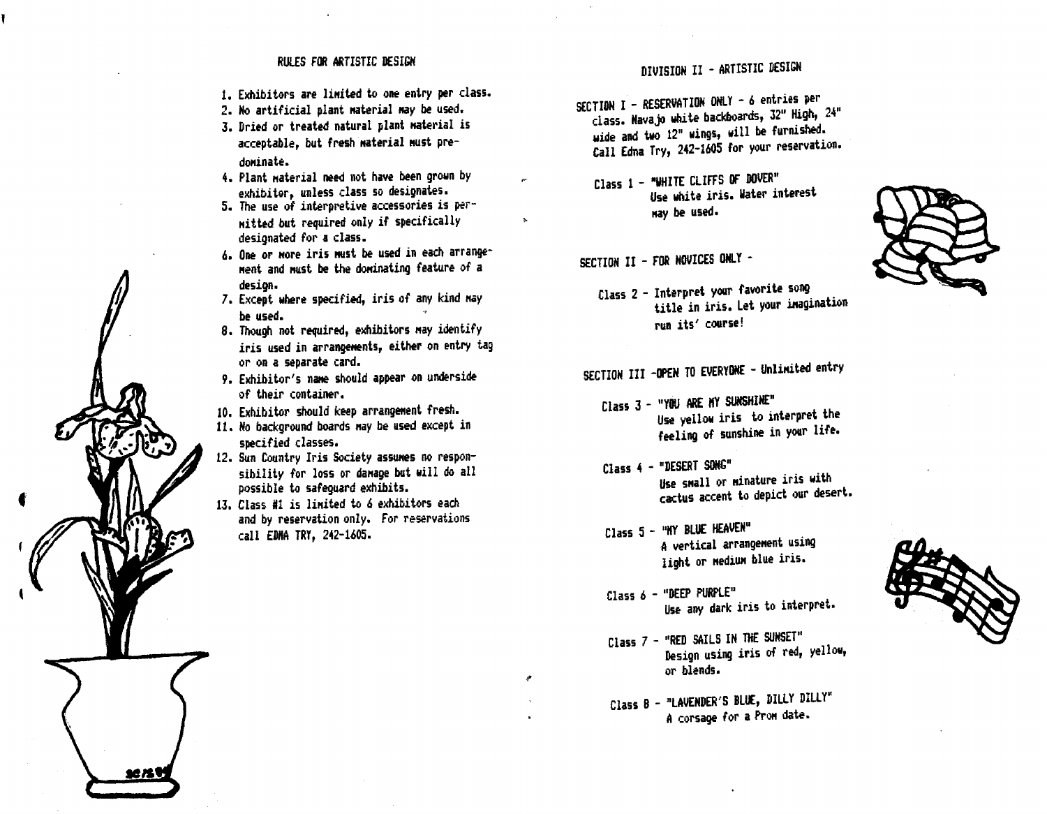## RULES FOR ARTISTIC DESIGN

1. Exhibitors are limited to one entry per class.
2. No artificial plant material may be used.
3. Dried or treated natural plant material is acceptable, but fresh material must predominate.
4. Plant material need not have been grown by exhibitor, unless class so designates.
5. The use of interpretive accessories is permitted but required only if specifically designated for a class.
6. One or more iris must be used in each arrangement and must be the dominating feature of a design.
7. Except where specified, iris of any kind may be used.
8. Though not required, exhibitors may identify iris used in arrangements, either on entry tag or on a separate card.
9. Exhibitor's name should appear on underside of their container.
10. Exhibitor should keep arrangement fresh.
11. No background boards may be used except in specified classes.
12. Sun Country Iris Society assumes no responsibility for loss or damage but will do all possible to safeguard exhibits.
13. Class #1 is limited to 6 exhibitors each and by reservation only. For reservations call EDNA TRY, 242-1605.

## DIVISION II - ARTISTIC DESIGN

**SECTION I - RESERVATION ONLY** - 6 entries per class. Navajo white backboards, 32" High, 24" wide and two 12" wings, will be furnished. Call Edna Try, 242-1605 for your reservation.

Class 1 - "WHITE CLIFFS OF DOVER"
Use white iris. Water interest may be used.

**SECTION II - FOR NOVICES ONLY** -

Class 2 - Interpret your favorite song title in iris. Let your imagination run its' course!

**SECTION III -OPEN TO EVERYONE** - Unlimited entry

Class 3 - "YOU ARE MY SUNSHINE"
Use yellow iris to interpret the feeling of sunshine in your life.

Class 4 - "DESERT SONG"
Use small or minature iris with cactus accent to depict our desert.

Class 5 - "MY BLUE HEAVEN"
A vertical arrangement using light or medium blue iris.

Class 6 - "DEEP PURPLE"
Use any dark iris to interpret.

Class 7 - "RED SAILS IN THE SUNSET"
Design using iris of red, yellow, or blends.

Class 8 - "LAVENDER'S BLUE, DILLY DILLY"
A corsage for a Prom date.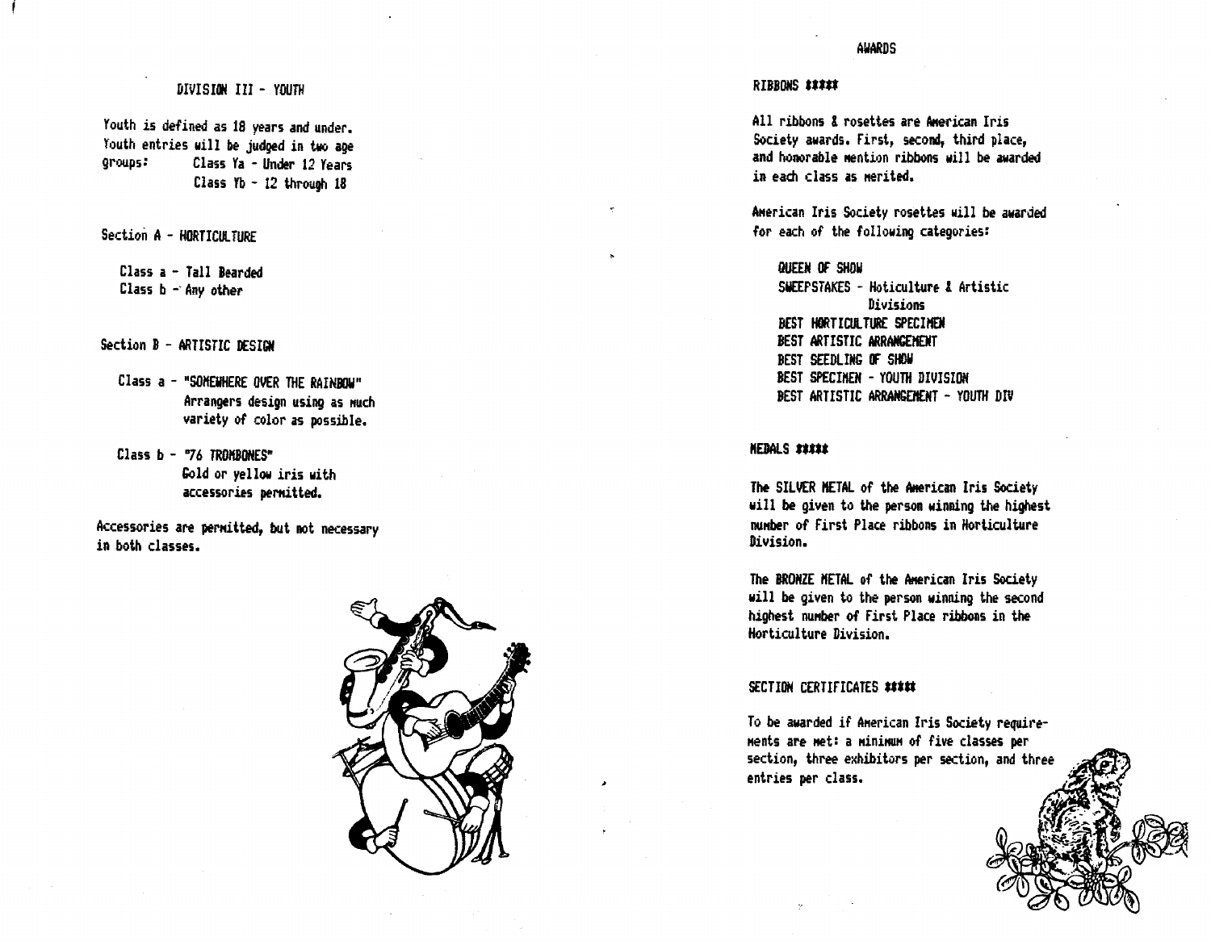## DIVISION III - YOUTH

Youth is defined as 18 years and under. Youth entries will be judged in two age groups:
- Class Ya - Under 12 Years
- Class Yb - 12 through 18

### Section A - HORTICULTURE

Class a - Tall Bearded
Class b - Any other

### Section B - ARTISTIC DESIGN

Class a - "SOMEWHERE OVER THE RAINBOW"
Arrangers design using as much variety of color as possible.

Class b - "76 TROMBONES"
Gold or yellow iris with accessories permitted.

Accessories are permitted, but not necessary in both classes.

## AWARDS

### RIBBONS *****

All ribbons & rosettes are American Iris Society awards. First, second, third place, and honorable mention ribbons will be awarded in each class as merited.

American Iris Society rosettes will be awarded for each of the following categories:

QUEEN OF SHOW
SWEEPSTAKES - Hoticulture & Artistic Divisions
BEST HORTICULTURE SPECIMEN
BEST ARTISTIC ARRANGEMENT
BEST SEEDLING OF SHOW
BEST SPECIMEN - YOUTH DIVISION
BEST ARTISTIC ARRANGEMENT - YOUTH DIV

### MEDALS *****

The SILVER METAL of the American Iris Society will be given to the person winning the highest number of First Place ribbons in Horticulture Division.

The BRONZE METAL of the American Iris Society will be given to the person winning the second highest number of First Place ribbons in the Horticulture Division.

### SECTION CERTIFICATES *****

To be awarded if American Iris Society requirements are met: a minimum of five classes per section, three exhibitors per section, and three entries per class.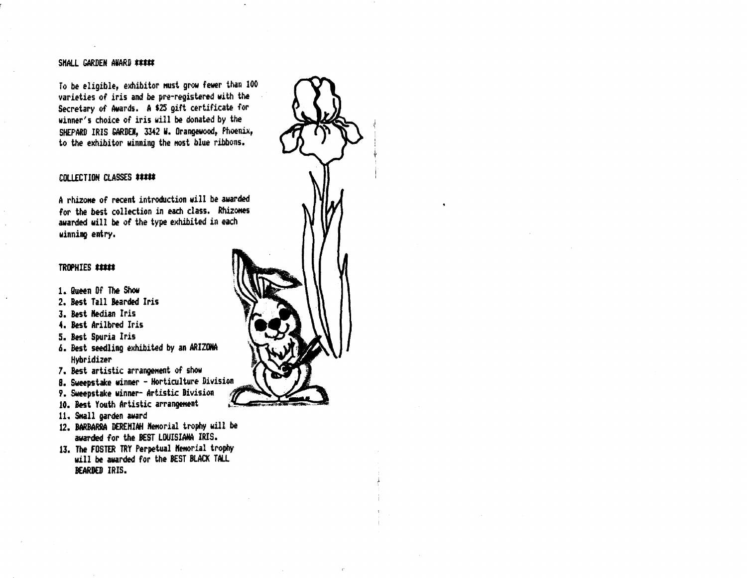SMALL GARDEN AWARD *****

To be eligible, exhibitor must grow fewer than 100 varieties of iris and be pre-registered with the Secretary of Awards. A $25 gift certificate for winner's choice of iris will be donated by the SHEPARD IRIS GARDEN, 3342 W. Orangewood, Phoenix, to the exhibitor winning the most blue ribbons.

COLLECTION CLASSES *****

A rhizome of recent introduction will be awarded for the best collection in each class. Rhizomes awarded will be of the type exhibited in each winning entry.

TROPHIES *****

1. Queen Of The Show
2. Best Tall Bearded Iris
3. Best Median Iris
4. Best Arilbred Iris
5. Best Spuria Iris
6. Best seedling exhibited by an ARIZONA Hybridizer
7. Best artistic arrangement of show
8. Sweepstake winner - Horticulture Division
9. Sweepstake winner- Artistic Division
10. Best Youth Artistic arrangement
11. Small garden award
12. BARBARRA DEREMIAH Memorial trophy will be awarded for the BEST LOUISIANA IRIS.
13. The FOSTER TRY Perpetual Memorial trophy will be awarded for the BEST BLACK TALL BEARDED IRIS.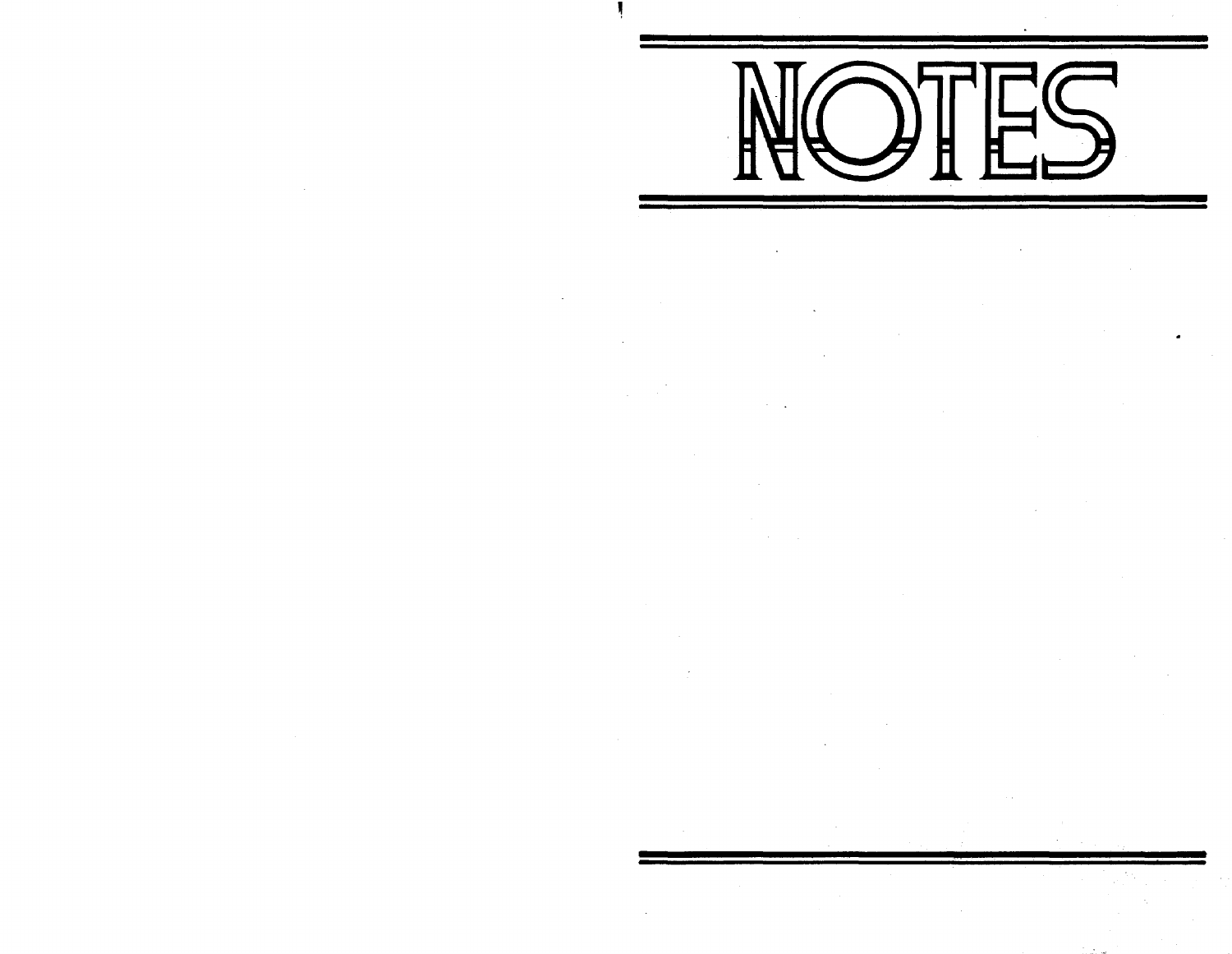# NOTES